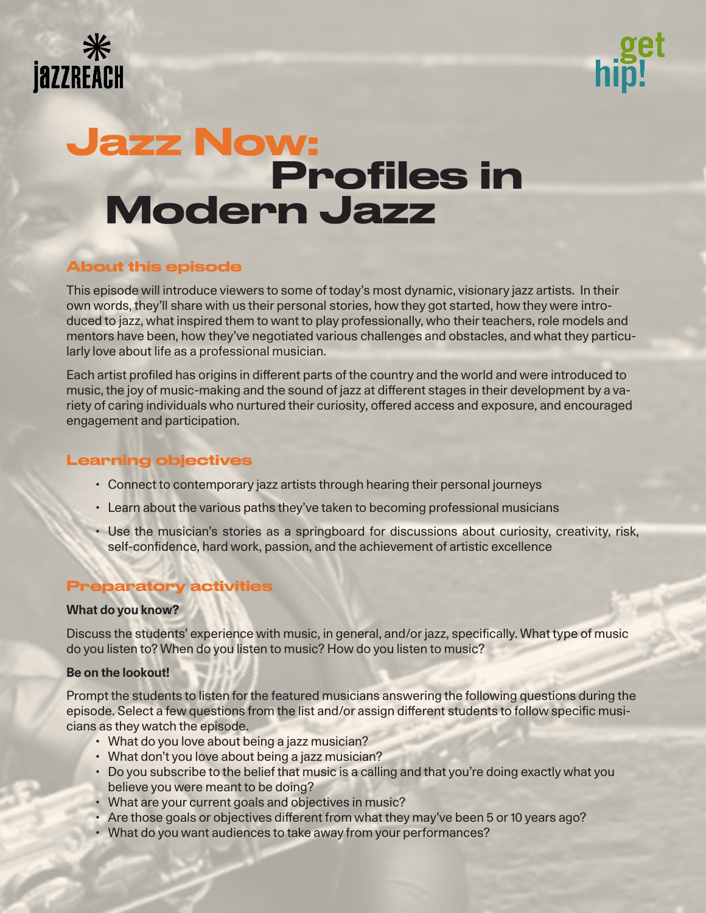jazzreach

get hip!

# Jazz Now: Profiles in Modern Jazz

## About this episode

This episode will introduce viewers to some of today's most dynamic, visionary jazz artists. In their own words, they'll share with us their personal stories, how they got started, how they were introduced to jazz, what inspired them to want to play professionally, who their teachers, role models and mentors have been, how they've negotiated various challenges and obstacles, and what they particularly love about life as a professional musician.

Each artist profiled has origins in different parts of the country and the world and were introduced to music, the joy of music-making and the sound of jazz at different stages in their development by a variety of caring individuals who nurtured their curiosity, offered access and exposure, and encouraged engagement and participation.

## Learning objectives

- Connect to contemporary jazz artists through hearing their personal journeys
- Learn about the various paths they've taken to becoming professional musicians
- Use the musician's stories as a springboard for discussions about curiosity, creativity, risk, self-confidence, hard work, passion, and the achievement of artistic excellence

## Preparatory activities

**What do you know?**

Discuss the students' experience with music, in general, and/or jazz, specifically. What type of music do you listen to? When do you listen to music? How do you listen to music?

**Be on the lookout!**

Prompt the students to listen for the featured musicians answering the following questions during the episode. Select a few questions from the list and/or assign different students to follow specific musicians as they watch the episode.

- What do you love about being a jazz musician?
- What don't you love about being a jazz musician?
- Do you subscribe to the belief that music is a calling and that you're doing exactly what you believe you were meant to be doing?
- What are your current goals and objectives in music?
- Are those goals or objectives different from what they may've been 5 or 10 years ago?
- What do you want audiences to take away from your performances?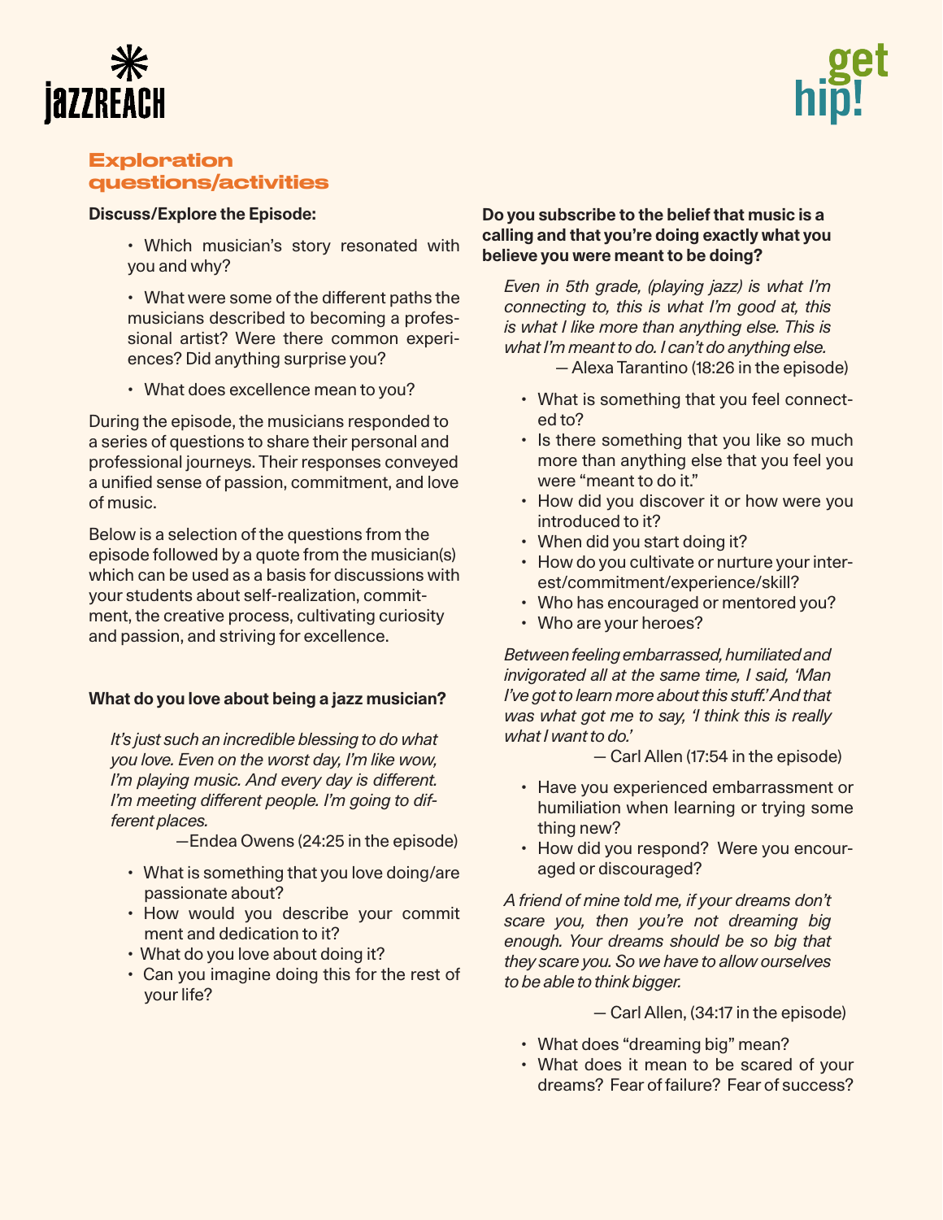## Exploration questions/activities

**Discuss/Explore the Episode:**

- Which musician's story resonated with you and why?
- What were some of the different paths the musicians described to becoming a professional artist? Were there common experiences? Did anything surprise you?
- What does excellence mean to you?

During the episode, the musicians responded to a series of questions to share their personal and professional journeys. Their responses conveyed a unified sense of passion, commitment, and love of music.

Below is a selection of the questions from the episode followed by a quote from the musician(s) which can be used as a basis for discussions with your students about self-realization, commitment, the creative process, cultivating curiosity and passion, and striving for excellence.

**What do you love about being a jazz musician?**

*It's just such an incredible blessing to do what you love. Even on the worst day, I'm like wow, I'm playing music. And every day is different. I'm meeting different people. I'm going to different places.*

—Endea Owens (24:25 in the episode)

- What is something that you love doing/are passionate about?
- How would you describe your commitment and dedication to it?
- What do you love about doing it?
- Can you imagine doing this for the rest of your life?

**Do you subscribe to the belief that music is a calling and that you're doing exactly what you believe you were meant to be doing?**

*Even in 5th grade, (playing jazz) is what I'm connecting to, this is what I'm good at, this is what I like more than anything else. This is what I'm meant to do. I can't do anything else.*

— Alexa Tarantino (18:26 in the episode)

- What is something that you feel connected to?
- Is there something that you like so much more than anything else that you feel you were "meant to do it."
- How did you discover it or how were you introduced to it?
- When did you start doing it?
- How do you cultivate or nurture your interest/commitment/experience/skill?
- Who has encouraged or mentored you?
- Who are your heroes?

*Between feeling embarrassed, humiliated and invigorated all at the same time, I said, 'Man I've got to learn more about this stuff.' And that was what got me to say, 'I think this is really what I want to do.'*

— Carl Allen (17:54 in the episode)

- Have you experienced embarrassment or humiliation when learning or trying some thing new?
- How did you respond? Were you encouraged or discouraged?

*A friend of mine told me, if your dreams don't scare you, then you're not dreaming big enough. Your dreams should be so big that they scare you. So we have to allow ourselves to be able to think bigger.*

— Carl Allen, (34:17 in the episode)

- What does "dreaming big" mean?
- What does it mean to be scared of your dreams? Fear of failure? Fear of success?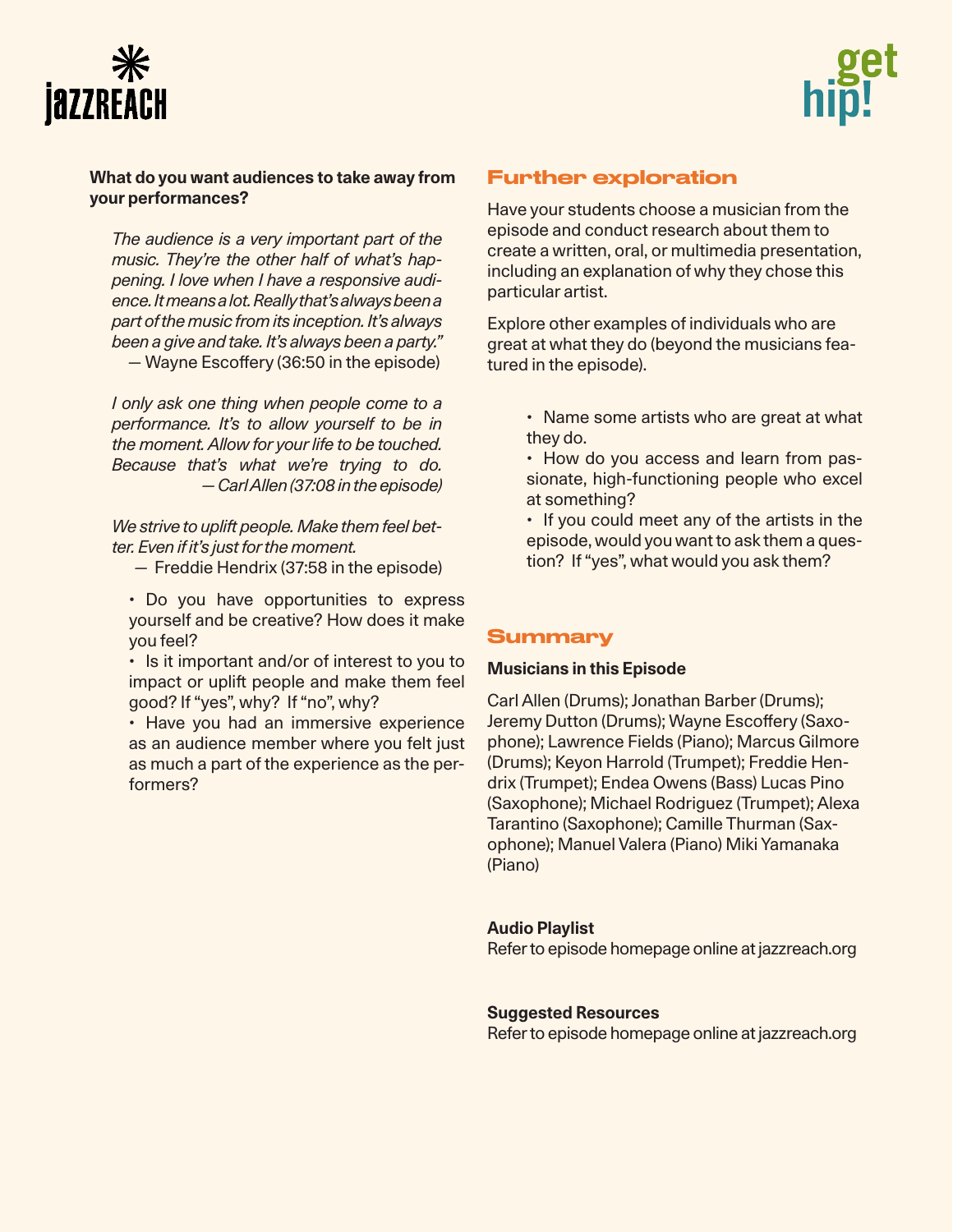**What do you want audiences to take away from your performances?**

> *The audience is a very important part of the music. They're the other half of what's happening. I love when I have a responsive audience. It means a lot. Really that's always been a part of the music from its inception. It's always been a give and take. It's always been a party."*
> — Wayne Escoffery (36:50 in the episode)

> *I only ask one thing when people come to a performance. It's to allow yourself to be in the moment. Allow for your life to be touched. Because that's what we're trying to do.*
> *— Carl Allen (37:08 in the episode)*

> *We strive to uplift people. Make them feel better. Even if it's just for the moment.*
> — Freddie Hendrix (37:58 in the episode)

- Do you have opportunities to express yourself and be creative? How does it make you feel?
- Is it important and/or of interest to you to impact or uplift people and make them feel good? If "yes", why? If "no", why?
- Have you had an immersive experience as an audience member where you felt just as much a part of the experience as the performers?

## Further exploration

Have your students choose a musician from the episode and conduct research about them to create a written, oral, or multimedia presentation, including an explanation of why they chose this particular artist.

Explore other examples of individuals who are great at what they do (beyond the musicians featured in the episode).

- Name some artists who are great at what they do.
- How do you access and learn from passionate, high-functioning people who excel at something?
- If you could meet any of the artists in the episode, would you want to ask them a question? If "yes", what would you ask them?

## Summary

**Musicians in this Episode**

Carl Allen (Drums); Jonathan Barber (Drums); Jeremy Dutton (Drums); Wayne Escoffery (Saxophone); Lawrence Fields (Piano); Marcus Gilmore (Drums); Keyon Harrold (Trumpet); Freddie Hendrix (Trumpet); Endea Owens (Bass) Lucas Pino (Saxophone); Michael Rodriguez (Trumpet); Alexa Tarantino (Saxophone); Camille Thurman (Saxophone); Manuel Valera (Piano) Miki Yamanaka (Piano)

**Audio Playlist**
Refer to episode homepage online at jazzreach.org

**Suggested Resources**
Refer to episode homepage online at jazzreach.org